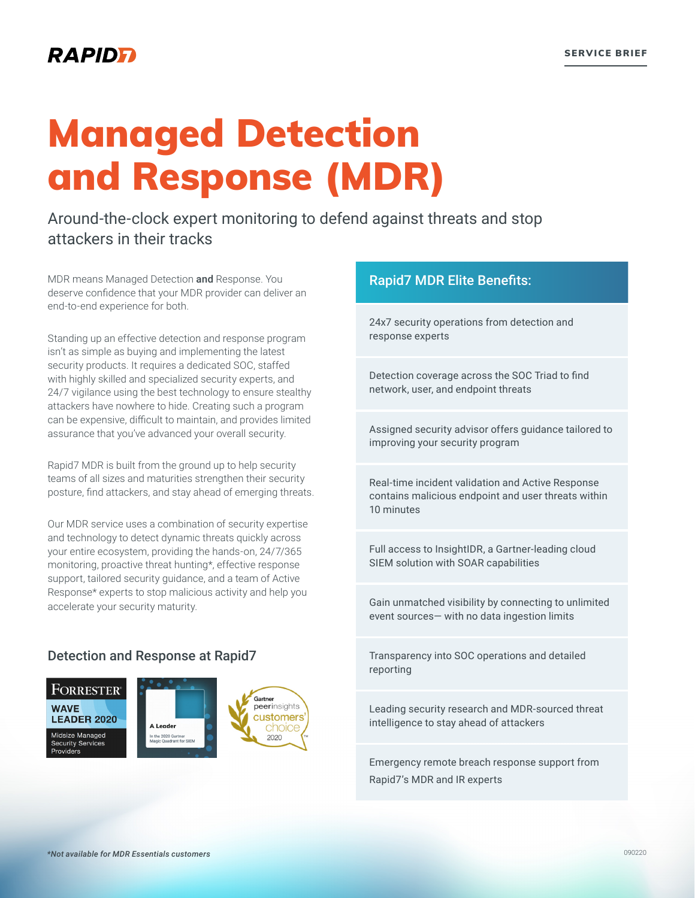# Managed Detection and Response (MDR)

Around-the-clock expert monitoring to defend against threats and stop attackers in their tracks

MDR means Managed Detection **and** Response. You deserve confidence that your MDR provider can deliver an end-to-end experience for both.

Standing up an effective detection and response program isn't as simple as buying and implementing the latest security products. It requires a dedicated SOC, staffed with highly skilled and specialized security experts, and 24/7 vigilance using the best technology to ensure stealthy attackers have nowhere to hide. Creating such a program can be expensive, difficult to maintain, and provides limited assurance that you've advanced your overall security.

Rapid7 MDR is built from the ground up to help security teams of all sizes and maturities strengthen their security posture, find attackers, and stay ahead of emerging threats.

Our MDR service uses a combination of security expertise and technology to detect dynamic threats quickly across your entire ecosystem, providing the hands-on, 24/7/365 monitoring, proactive threat hunting*, effective response support, tailored security guidance, and a team of Active Response* experts to stop malicious activity and help you accelerate your security maturity.

## Detection and Response at Rapid7

FORRESTER WAVE LEADER 2020 — Midsize Managed Security Services Providers

A Leader — In the 2020 Gartner Magic Quadrant for SIEM

Gartner peerinsights customers' choice 2020

## Rapid7 MDR Elite Benefits:

- 24x7 security operations from detection and response experts
- Detection coverage across the SOC Triad to find network, user, and endpoint threats
- Assigned security advisor offers guidance tailored to improving your security program
- Real-time incident validation and Active Response contains malicious endpoint and user threats within 10 minutes
- Full access to InsightIDR, a Gartner-leading cloud SIEM solution with SOAR capabilities
- Gain unmatched visibility by connecting to unlimited event sources— with no data ingestion limits
- Transparency into SOC operations and detailed reporting
- Leading security research and MDR-sourced threat intelligence to stay ahead of attackers
- Emergency remote breach response support from Rapid7's MDR and IR experts

*\*Not available for MDR Essentials customers*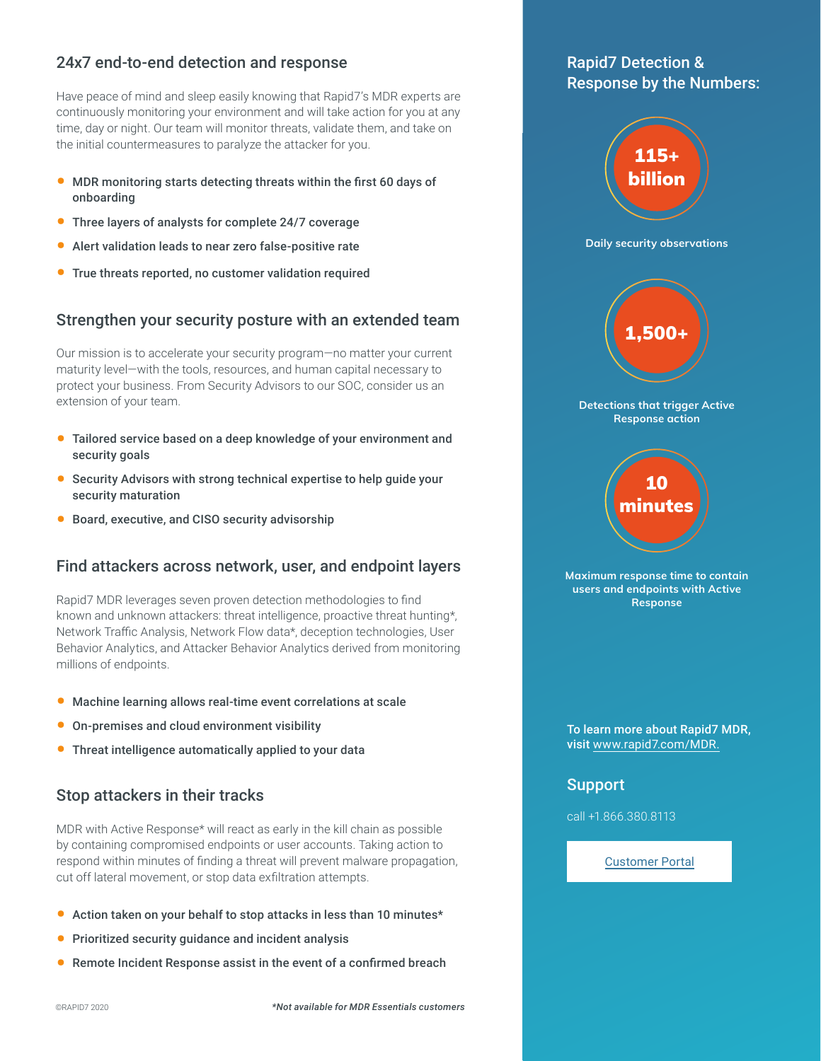## 24x7 end-to-end detection and response

Have peace of mind and sleep easily knowing that Rapid7's MDR experts are continuously monitoring your environment and will take action for you at any time, day or night. Our team will monitor threats, validate them, and take on the initial countermeasures to paralyze the attacker for you.

- **MDR monitoring starts detecting threats within the first 60 days of onboarding**
- **Three layers of analysts for complete 24/7 coverage**
- **Alert validation leads to near zero false-positive rate**
- **True threats reported, no customer validation required**

## Strengthen your security posture with an extended team

Our mission is to accelerate your security program—no matter your current maturity level—with the tools, resources, and human capital necessary to protect your business. From Security Advisors to our SOC, consider us an extension of your team.

- **Tailored service based on a deep knowledge of your environment and security goals**
- **Security Advisors with strong technical expertise to help guide your security maturation**
- **Board, executive, and CISO security advisorship**

## Find attackers across network, user, and endpoint layers

Rapid7 MDR leverages seven proven detection methodologies to find known and unknown attackers: threat intelligence, proactive threat hunting*, Network Traffic Analysis, Network Flow data*, deception technologies, User Behavior Analytics, and Attacker Behavior Analytics derived from monitoring millions of endpoints.

- **Machine learning allows real-time event correlations at scale**
- **On-premises and cloud environment visibility**
- **Threat intelligence automatically applied to your data**

## Stop attackers in their tracks

MDR with Active Response* will react as early in the kill chain as possible by containing compromised endpoints or user accounts. Taking action to respond within minutes of finding a threat will prevent malware propagation, cut off lateral movement, or stop data exfiltration attempts.

- **Action taken on your behalf to stop attacks in less than 10 minutes***
- **Prioritized security guidance and incident analysis**
- **Remote Incident Response assist in the event of a confirmed breach**

©RAPID7 2020

***Not available for MDR Essentials customers***

## Rapid7 Detection & Response by the Numbers:

**115+ billion**

**Daily security observations**

**1,500+**

**Detections that trigger Active Response action**

**10 minutes**

**Maximum response time to contain users and endpoints with Active Response**

**To learn more about Rapid7 MDR, visit www.rapid7.com/MDR.**

## Support

call +1.866.380.8113

Customer Portal